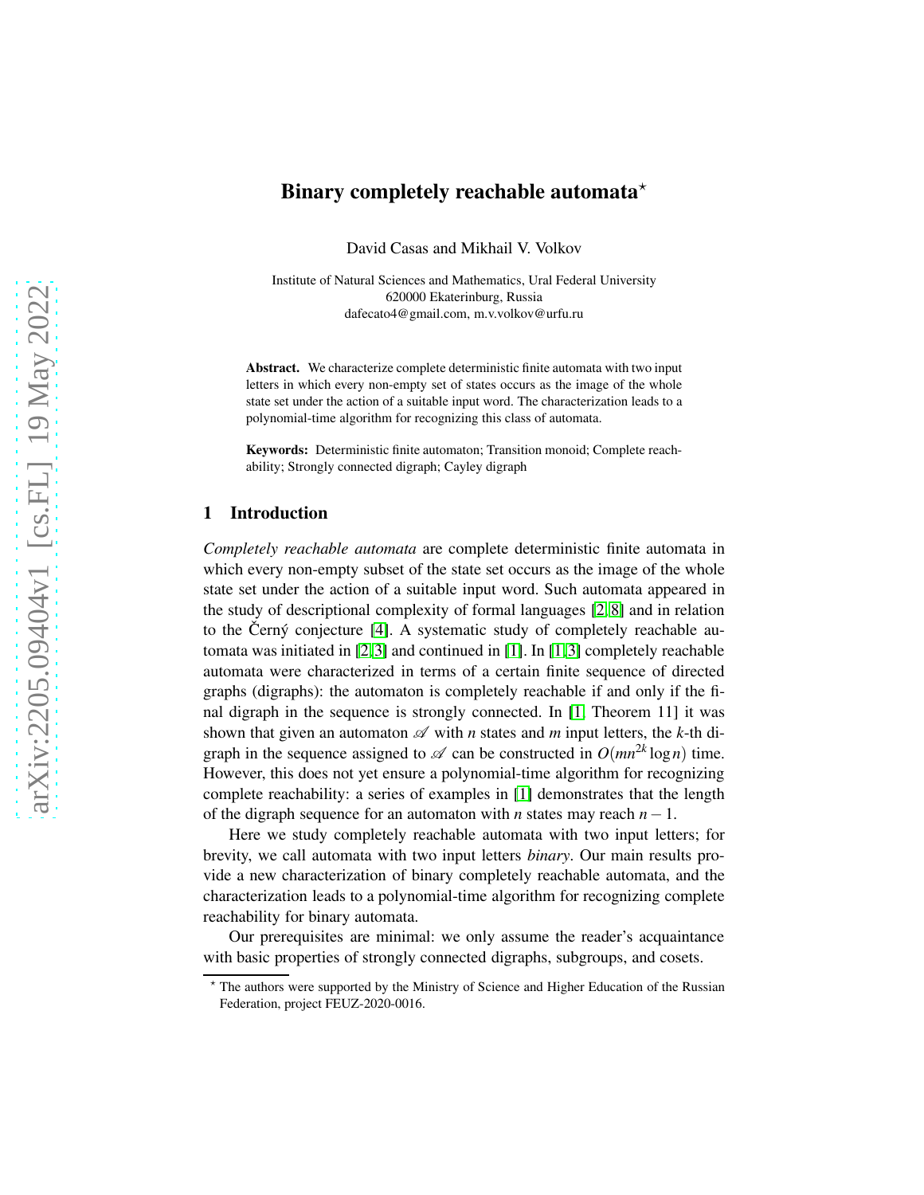# Binary completely reachable automata*

David Casas and Mikhail V. Volkov

Institute of Natural Sciences and Mathematics, Ural Federal University
620000 Ekaterinburg, Russia
dafecato4@gmail.com, m.v.volkov@urfu.ru

**Abstract.** We characterize complete deterministic finite automata with two input letters in which every non-empty set of states occurs as the image of the whole state set under the action of a suitable input word. The characterization leads to a polynomial-time algorithm for recognizing this class of automata.

**Keywords:** Deterministic finite automaton; Transition monoid; Complete reachability; Strongly connected digraph; Cayley digraph

## 1 Introduction

*Completely reachable automata* are complete deterministic finite automata in which every non-empty subset of the state set occurs as the image of the whole state set under the action of a suitable input word. Such automata appeared in the study of descriptional complexity of formal languages [2,8] and in relation to the Černý conjecture [4]. A systematic study of completely reachable automata was initiated in [2,3] and continued in [1]. In [1,3] completely reachable automata were characterized in terms of a certain finite sequence of directed graphs (digraphs): the automaton is completely reachable if and only if the final digraph in the sequence is strongly connected. In [1, Theorem 11] it was shown that given an automaton $\mathscr{A}$ with $n$ states and $m$ input letters, the $k$-th digraph in the sequence assigned to $\mathscr{A}$ can be constructed in $O(mn^{2k}\log n)$ time. However, this does not yet ensure a polynomial-time algorithm for recognizing complete reachability: a series of examples in [1] demonstrates that the length of the digraph sequence for an automaton with $n$ states may reach $n-1$.

Here we study completely reachable automata with two input letters; for brevity, we call automata with two input letters *binary*. Our main results provide a new characterization of binary completely reachable automata, and the characterization leads to a polynomial-time algorithm for recognizing complete reachability for binary automata.

Our prerequisites are minimal: we only assume the reader's acquaintance with basic properties of strongly connected digraphs, subgroups, and cosets.

* The authors were supported by the Ministry of Science and Higher Education of the Russian Federation, project FEUZ-2020-0016.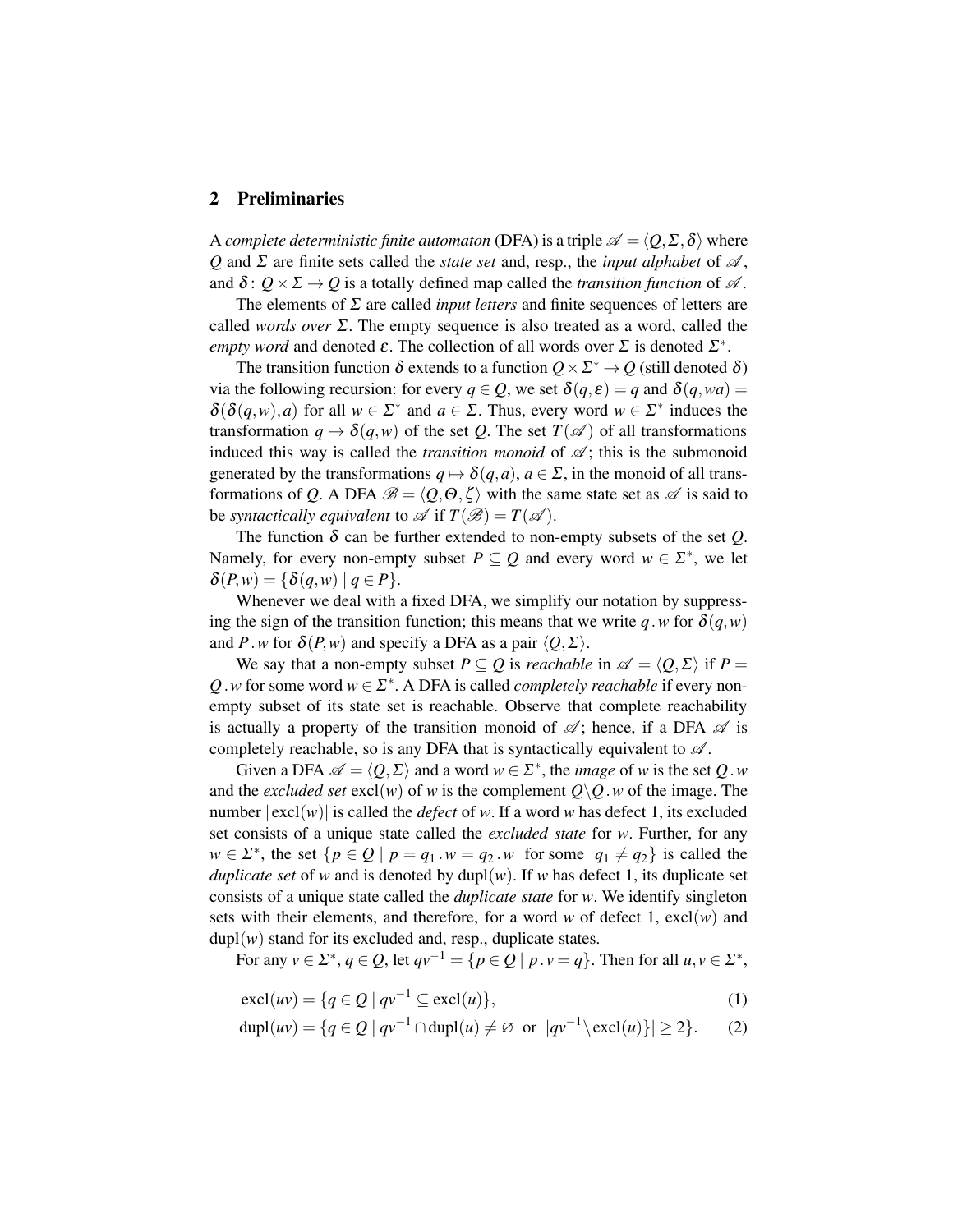## 2 Preliminaries

A *complete deterministic finite automaton* (DFA) is a triple $\mathscr{A} = \langle Q, \Sigma, \delta \rangle$ where $Q$ and $\Sigma$ are finite sets called the *state set* and, resp., the *input alphabet* of $\mathscr{A}$, and $\delta \colon Q \times \Sigma \to Q$ is a totally defined map called the *transition function* of $\mathscr{A}$.

The elements of $\Sigma$ are called *input letters* and finite sequences of letters are called *words over* $\Sigma$. The empty sequence is also treated as a word, called the *empty word* and denoted $\varepsilon$. The collection of all words over $\Sigma$ is denoted $\Sigma^*$.

The transition function $\delta$ extends to a function $Q \times \Sigma^* \to Q$ (still denoted $\delta$) via the following recursion: for every $q \in Q$, we set $\delta(q, \varepsilon) = q$ and $\delta(q, wa) = \delta(\delta(q, w), a)$ for all $w \in \Sigma^*$ and $a \in \Sigma$. Thus, every word $w \in \Sigma^*$ induces the transformation $q \mapsto \delta(q, w)$ of the set $Q$. The set $T(\mathscr{A})$ of all transformations induced this way is called the *transition monoid* of $\mathscr{A}$; this is the submonoid generated by the transformations $q \mapsto \delta(q, a)$, $a \in \Sigma$, in the monoid of all transformations of $Q$. A DFA $\mathscr{B} = \langle Q, \Theta, \zeta \rangle$ with the same state set as $\mathscr{A}$ is said to be *syntactically equivalent* to $\mathscr{A}$ if $T(\mathscr{B}) = T(\mathscr{A})$.

The function $\delta$ can be further extended to non-empty subsets of the set $Q$. Namely, for every non-empty subset $P \subseteq Q$ and every word $w \in \Sigma^*$, we let $\delta(P, w) = \{\delta(q, w) \mid q \in P\}$.

Whenever we deal with a fixed DFA, we simplify our notation by suppressing the sign of the transition function; this means that we write $q\,.\,w$ for $\delta(q, w)$ and $P\,.\,w$ for $\delta(P, w)$ and specify a DFA as a pair $\langle Q, \Sigma \rangle$.

We say that a non-empty subset $P \subseteq Q$ is *reachable* in $\mathscr{A} = \langle Q, \Sigma \rangle$ if $P = Q\,.\,w$ for some word $w \in \Sigma^*$. A DFA is called *completely reachable* if every non-empty subset of its state set is reachable. Observe that complete reachability is actually a property of the transition monoid of $\mathscr{A}$; hence, if a DFA $\mathscr{A}$ is completely reachable, so is any DFA that is syntactically equivalent to $\mathscr{A}$.

Given a DFA $\mathscr{A} = \langle Q, \Sigma \rangle$ and a word $w \in \Sigma^*$, the *image* of $w$ is the set $Q\,.\,w$ and the *excluded set* $\mathrm{excl}(w)$ of $w$ is the complement $Q \backslash Q\,.\,w$ of the image. The number $|\mathrm{excl}(w)|$ is called the *defect* of $w$. If a word $w$ has defect 1, its excluded set consists of a unique state called the *excluded state* for $w$. Further, for any $w \in \Sigma^*$, the set $\{p \in Q \mid p = q_1\,.\,w = q_2\,.\,w \text{ for some } q_1 \neq q_2\}$ is called the *duplicate set* of $w$ and is denoted by $\mathrm{dupl}(w)$. If $w$ has defect 1, its duplicate set consists of a unique state called the *duplicate state* for $w$. We identify singleton sets with their elements, and therefore, for a word $w$ of defect 1, $\mathrm{excl}(w)$ and $\mathrm{dupl}(w)$ stand for its excluded and, resp., duplicate states.

For any $v \in \Sigma^*$, $q \in Q$, let $qv^{-1} = \{p \in Q \mid p\,.\,v = q\}$. Then for all $u, v \in \Sigma^*$,

$$\mathrm{excl}(uv) = \{q \in Q \mid qv^{-1} \subseteq \mathrm{excl}(u)\}, \tag{1}$$

$$\mathrm{dupl}(uv) = \{q \in Q \mid qv^{-1} \cap \mathrm{dupl}(u) \neq \varnothing \text{ or } |qv^{-1} \backslash \mathrm{excl}(u)\}| \geq 2\}. \tag{2}$$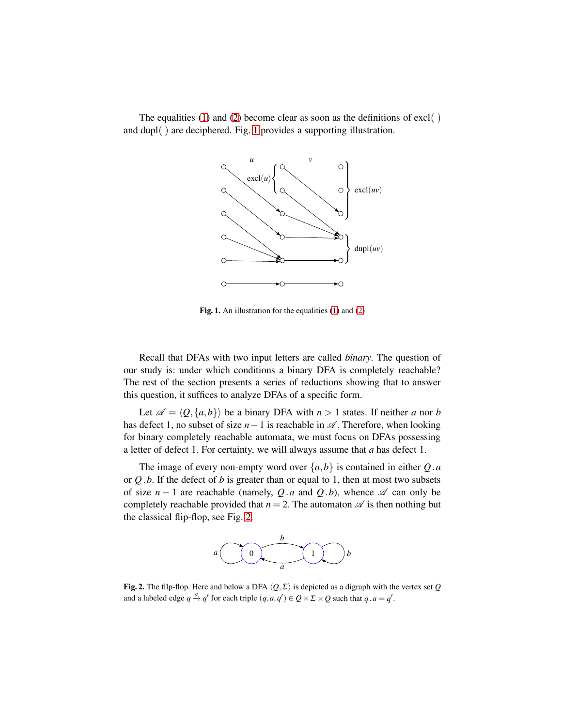The equalities (1) and (2) become clear as soon as the definitions of excl( ) and dupl( ) are deciphered. Fig. 1 provides a supporting illustration.

**Fig. 1.** An illustration for the equalities (1) and (2)

Recall that DFAs with two input letters are called *binary*. The question of our study is: under which conditions a binary DFA is completely reachable? The rest of the section presents a series of reductions showing that to answer this question, it suffices to analyze DFAs of a specific form.

Let $\mathscr{A} = \langle Q, \{a,b\}\rangle$ be a binary DFA with $n > 1$ states. If neither $a$ nor $b$ has defect 1, no subset of size $n-1$ is reachable in $\mathscr{A}$. Therefore, when looking for binary completely reachable automata, we must focus on DFAs possessing a letter of defect 1. For certainty, we will always assume that $a$ has defect 1.

The image of every non-empty word over $\{a,b\}$ is contained in either $Q\,.\,a$ or $Q\,.\,b$. If the defect of $b$ is greater than or equal to 1, then at most two subsets of size $n-1$ are reachable (namely, $Q\,.\,a$ and $Q\,.\,b$), whence $\mathscr{A}$ can only be completely reachable provided that $n = 2$. The automaton $\mathscr{A}$ is then nothing but the classical flip-flop, see Fig. 2.

**Fig. 2.** The filp-flop. Here and below a DFA $\langle Q, \Sigma\rangle$ is depicted as a digraph with the vertex set $Q$ and a labeled edge $q \xrightarrow{a} q'$ for each triple $(q,a,q') \in Q \times \Sigma \times Q$ such that $q\,.\,a = q'$.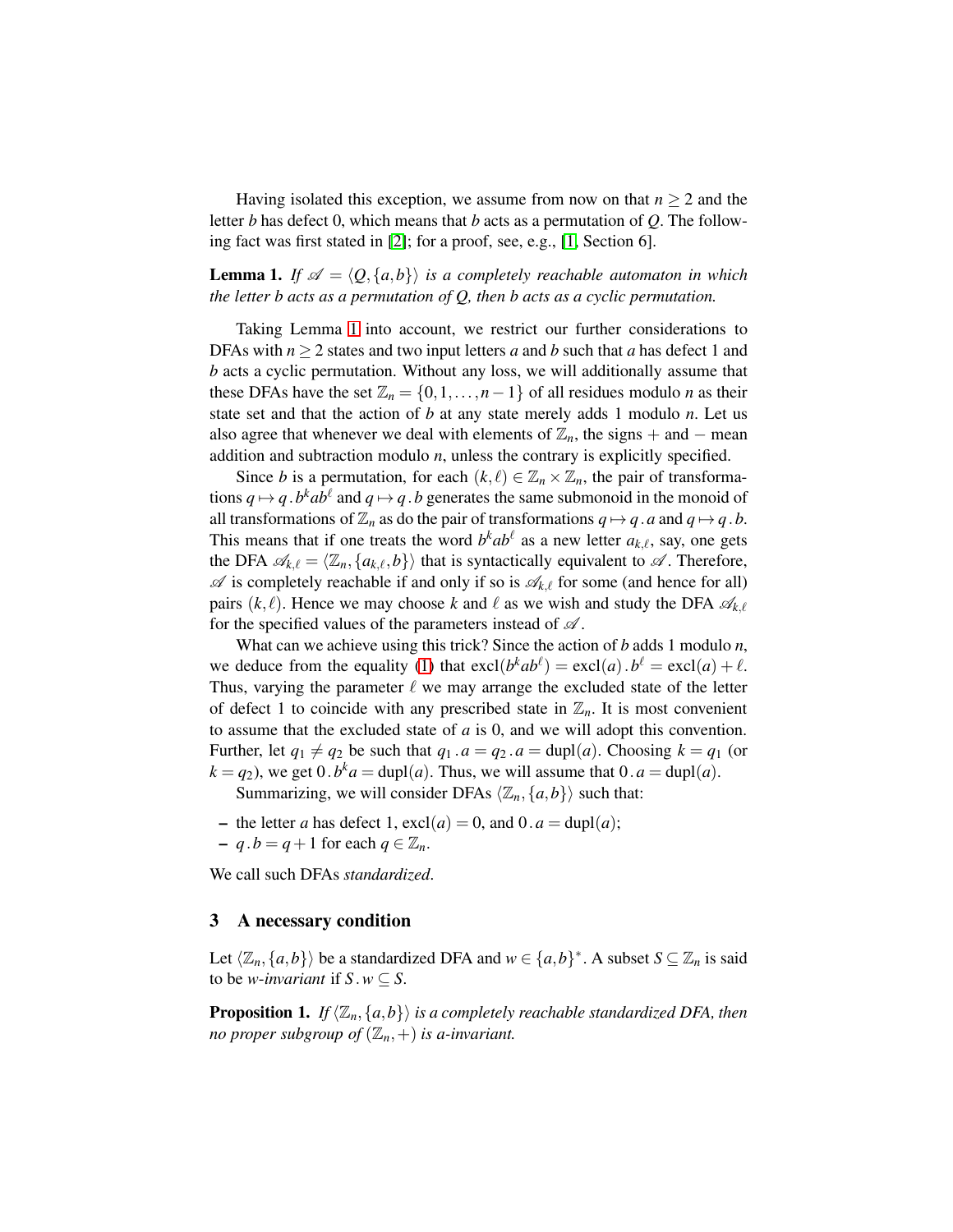Having isolated this exception, we assume from now on that $n \geq 2$ and the letter $b$ has defect 0, which means that $b$ acts as a permutation of $Q$. The following fact was first stated in [2]; for a proof, see, e.g., [1, Section 6].

**Lemma 1.** *If $\mathscr{A} = \langle Q, \{a,b\}\rangle$ is a completely reachable automaton in which the letter $b$ acts as a permutation of $Q$, then $b$ acts as a cyclic permutation.*

Taking Lemma 1 into account, we restrict our further considerations to DFAs with $n \geq 2$ states and two input letters $a$ and $b$ such that $a$ has defect 1 and $b$ acts a cyclic permutation. Without any loss, we will additionally assume that these DFAs have the set $\mathbb{Z}_n = \{0, 1, \dots, n-1\}$ of all residues modulo $n$ as their state set and that the action of $b$ at any state merely adds 1 modulo $n$. Let us also agree that whenever we deal with elements of $\mathbb{Z}_n$, the signs $+$ and $-$ mean addition and subtraction modulo $n$, unless the contrary is explicitly specified.

Since $b$ is a permutation, for each $(k,\ell) \in \mathbb{Z}_n \times \mathbb{Z}_n$, the pair of transformations $q \mapsto q\,.\,b^k a b^\ell$ and $q \mapsto q\,.\,b$ generates the same submonoid in the monoid of all transformations of $\mathbb{Z}_n$ as do the pair of transformations $q \mapsto q\,.\,a$ and $q \mapsto q\,.\,b$. This means that if one treats the word $b^k a b^\ell$ as a new letter $a_{k,\ell}$, say, one gets the DFA $\mathscr{A}_{k,\ell} = \langle \mathbb{Z}_n, \{a_{k,\ell}, b\}\rangle$ that is syntactically equivalent to $\mathscr{A}$. Therefore, $\mathscr{A}$ is completely reachable if and only if so is $\mathscr{A}_{k,\ell}$ for some (and hence for all) pairs $(k,\ell)$. Hence we may choose $k$ and $\ell$ as we wish and study the DFA $\mathscr{A}_{k,\ell}$ for the specified values of the parameters instead of $\mathscr{A}$.

What can we achieve using this trick? Since the action of $b$ adds 1 modulo $n$, we deduce from the equality (1) that $\mathrm{excl}(b^k a b^\ell) = \mathrm{excl}(a)\,.\,b^\ell = \mathrm{excl}(a) + \ell$. Thus, varying the parameter $\ell$ we may arrange the excluded state of the letter of defect 1 to coincide with any prescribed state in $\mathbb{Z}_n$. It is most convenient to assume that the excluded state of $a$ is 0, and we will adopt this convention. Further, let $q_1 \neq q_2$ be such that $q_1\,.\,a = q_2\,.\,a = \mathrm{dupl}(a)$. Choosing $k = q_1$ (or $k = q_2$), we get $0\,.\,b^k a = \mathrm{dupl}(a)$. Thus, we will assume that $0\,.\,a = \mathrm{dupl}(a)$.

Summarizing, we will consider DFAs $\langle \mathbb{Z}_n, \{a,b\}\rangle$ such that:

- the letter $a$ has defect 1, $\mathrm{excl}(a) = 0$, and $0\,.\,a = \mathrm{dupl}(a)$;
- $q\,.\,b = q + 1$ for each $q \in \mathbb{Z}_n$.

We call such DFAs *standardized*.

## 3 A necessary condition

Let $\langle \mathbb{Z}_n, \{a,b\}\rangle$ be a standardized DFA and $w \in \{a,b\}^*$. A subset $S \subseteq \mathbb{Z}_n$ is said to be *$w$-invariant* if $S\,.\,w \subseteq S$.

**Proposition 1.** *If $\langle \mathbb{Z}_n, \{a,b\}\rangle$ is a completely reachable standardized DFA, then no proper subgroup of $(\mathbb{Z}_n, +)$ is $a$-invariant.*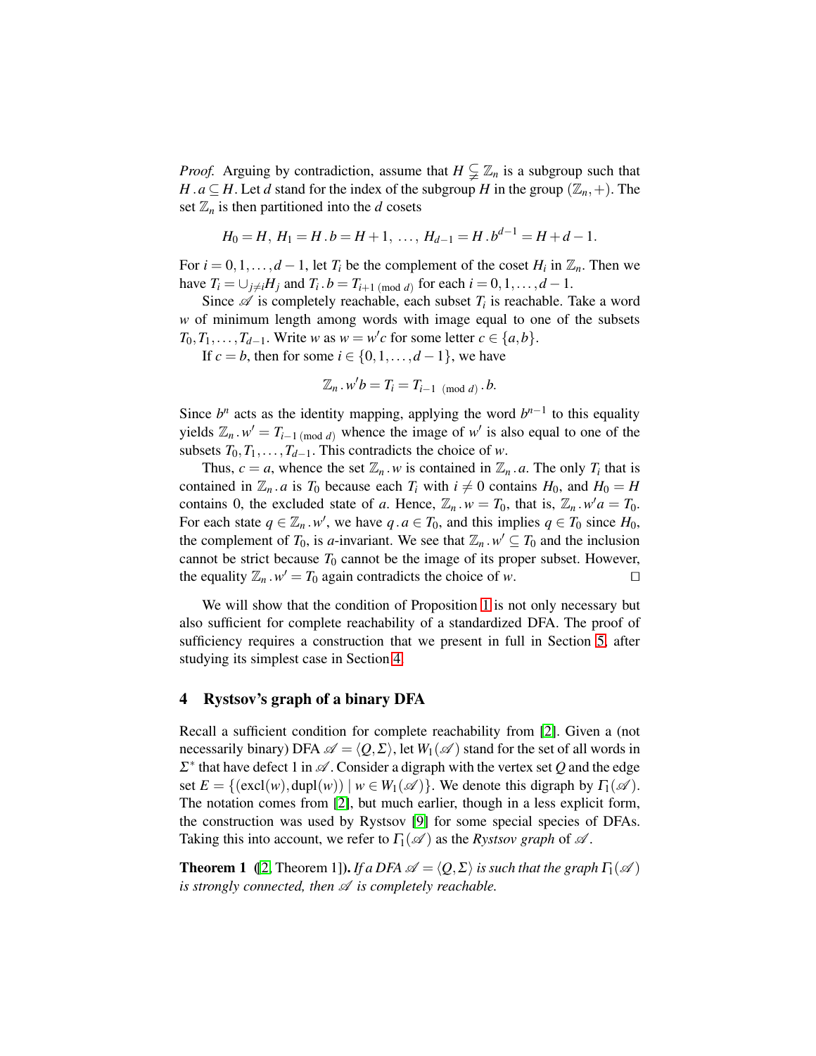*Proof.* Arguing by contradiction, assume that $H \subsetneq \mathbb{Z}_n$ is a subgroup such that $H \,.\, a \subseteq H$. Let $d$ stand for the index of the subgroup $H$ in the group $(\mathbb{Z}_n, +)$. The set $\mathbb{Z}_n$ is then partitioned into the $d$ cosets

$$H_0 = H,\ H_1 = H \,.\, b = H+1,\ \ldots,\ H_{d-1} = H \,.\, b^{d-1} = H+d-1.$$

For $i = 0,1,\ldots,d-1$, let $T_i$ be the complement of the coset $H_i$ in $\mathbb{Z}_n$. Then we have $T_i = \cup_{j \neq i} H_j$ and $T_i \,.\, b = T_{i+1 \pmod d}$ for each $i = 0,1,\ldots,d-1$.

Since $\mathscr{A}$ is completely reachable, each subset $T_i$ is reachable. Take a word $w$ of minimum length among words with image equal to one of the subsets $T_0, T_1, \ldots, T_{d-1}$. Write $w$ as $w = w'c$ for some letter $c \in \{a,b\}$.

If $c = b$, then for some $i \in \{0,1,\ldots,d-1\}$, we have

$$\mathbb{Z}_n \,.\, w'b = T_i = T_{i-1 \pmod d} \,.\, b.$$

Since $b^n$ acts as the identity mapping, applying the word $b^{n-1}$ to this equality yields $\mathbb{Z}_n \,.\, w' = T_{i-1 \pmod d}$ whence the image of $w'$ is also equal to one of the subsets $T_0, T_1, \ldots, T_{d-1}$. This contradicts the choice of $w$.

Thus, $c = a$, whence the set $\mathbb{Z}_n \,.\, w$ is contained in $\mathbb{Z}_n \,.\, a$. The only $T_i$ that is contained in $\mathbb{Z}_n \,.\, a$ is $T_0$ because each $T_i$ with $i \neq 0$ contains $H_0$, and $H_0 = H$ contains 0, the excluded state of $a$. Hence, $\mathbb{Z}_n \,.\, w = T_0$, that is, $\mathbb{Z}_n \,.\, w'a = T_0$. For each state $q \in \mathbb{Z}_n \,.\, w'$, we have $q \,.\, a \in T_0$, and this implies $q \in T_0$ since $H_0$, the complement of $T_0$, is $a$-invariant. We see that $\mathbb{Z}_n \,.\, w' \subseteq T_0$ and the inclusion cannot be strict because $T_0$ cannot be the image of its proper subset. However, the equality $\mathbb{Z}_n \,.\, w' = T_0$ again contradicts the choice of $w$. □

We will show that the condition of Proposition 1 is not only necessary but also sufficient for complete reachability of a standardized DFA. The proof of sufficiency requires a construction that we present in full in Section 5, after studying its simplest case in Section 4.

## 4 Rystsov's graph of a binary DFA

Recall a sufficient condition for complete reachability from [2]. Given a (not necessarily binary) DFA $\mathscr{A} = \langle Q, \Sigma \rangle$, let $W_1(\mathscr{A})$ stand for the set of all words in $\Sigma^*$ that have defect 1 in $\mathscr{A}$. Consider a digraph with the vertex set $Q$ and the edge set $E = \{(\text{excl}(w), \text{dupl}(w)) \mid w \in W_1(\mathscr{A})\}$. We denote this digraph by $\Gamma_1(\mathscr{A})$. The notation comes from [2], but much earlier, though in a less explicit form, the construction was used by Rystsov [9] for some special species of DFAs. Taking this into account, we refer to $\Gamma_1(\mathscr{A})$ as the *Rystsov graph* of $\mathscr{A}$.

**Theorem 1** ([2, Theorem 1]). *If a DFA $\mathscr{A} = \langle Q, \Sigma \rangle$ is such that the graph $\Gamma_1(\mathscr{A})$ is strongly connected, then $\mathscr{A}$ is completely reachable.*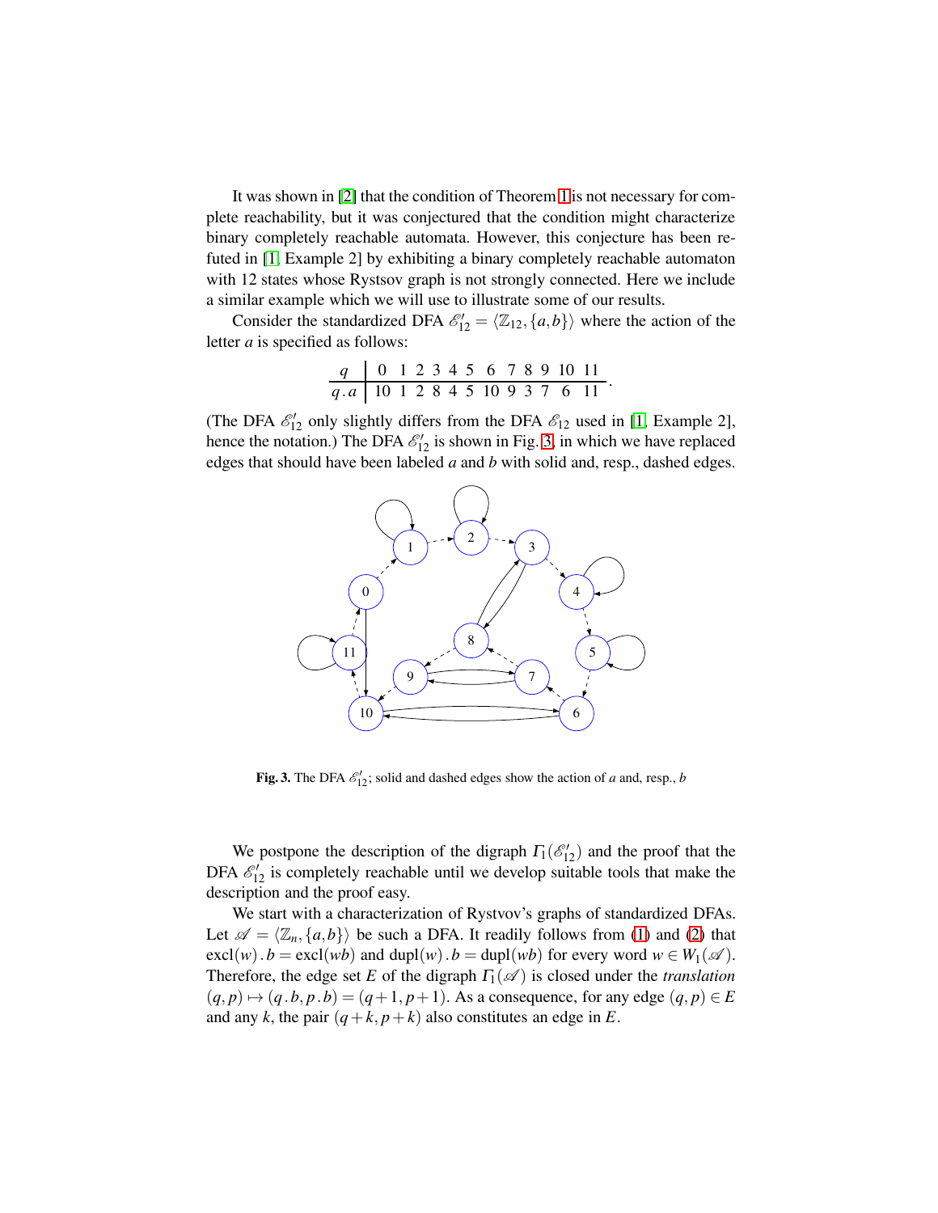It was shown in [2] that the condition of Theorem 1 is not necessary for complete reachability, but it was conjectured that the condition might characterize binary completely reachable automata. However, this conjecture has been refuted in [1, Example 2] by exhibiting a binary completely reachable automaton with 12 states whose Rystsov graph is not strongly connected. Here we include a similar example which we will use to illustrate some of our results.

Consider the standardized DFA $\mathscr{E}'_{12} = \langle \mathbb{Z}_{12}, \{a,b\}\rangle$ where the action of the letter $a$ is specified as follows:

| $q$ | 0 | 1 | 2 | 3 | 4 | 5 | 6 | 7 | 8 | 9 | 10 | 11 |
|---|---|---|---|---|---|---|---|---|---|---|---|---|
| $q\,.\,a$ | 10 | 1 | 2 | 8 | 4 | 5 | 10 | 9 | 3 | 7 | 6 | 11 |

(The DFA $\mathscr{E}'_{12}$ only slightly differs from the DFA $\mathscr{E}_{12}$ used in [1, Example 2], hence the notation.) The DFA $\mathscr{E}'_{12}$ is shown in Fig. 3, in which we have replaced edges that should have been labeled $a$ and $b$ with solid and, resp., dashed edges.

**Fig. 3.** The DFA $\mathscr{E}'_{12}$; solid and dashed edges show the action of $a$ and, resp., $b$

We postpone the description of the digraph $\Gamma_1(\mathscr{E}'_{12})$ and the proof that the DFA $\mathscr{E}'_{12}$ is completely reachable until we develop suitable tools that make the description and the proof easy.

We start with a characterization of Rystvov's graphs of standardized DFAs. Let $\mathscr{A} = \langle \mathbb{Z}_n, \{a,b\}\rangle$ be such a DFA. It readily follows from (1) and (2) that $\mathrm{excl}(w)\,.\,b = \mathrm{excl}(wb)$ and $\mathrm{dupl}(w)\,.\,b = \mathrm{dupl}(wb)$ for every word $w \in W_1(\mathscr{A})$. Therefore, the edge set $E$ of the digraph $\Gamma_1(\mathscr{A})$ is closed under the *translation* $(q,p) \mapsto (q\,.\,b, p\,.\,b) = (q+1, p+1)$. As a consequence, for any edge $(q,p) \in E$ and any $k$, the pair $(q+k, p+k)$ also constitutes an edge in $E$.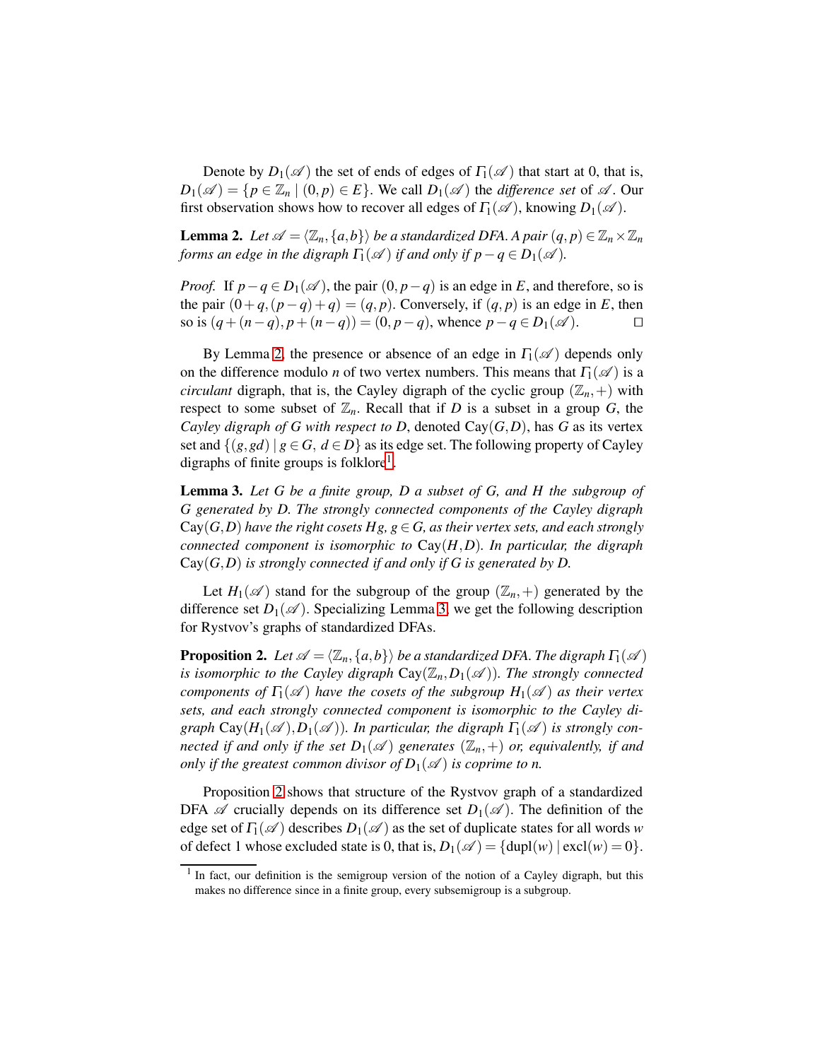Denote by $D_1(\mathscr{A})$ the set of ends of edges of $\Gamma_1(\mathscr{A})$ that start at 0, that is, $D_1(\mathscr{A}) = \{p \in \mathbb{Z}_n \mid (0, p) \in E\}$. We call $D_1(\mathscr{A})$ the *difference set* of $\mathscr{A}$. Our first observation shows how to recover all edges of $\Gamma_1(\mathscr{A})$, knowing $D_1(\mathscr{A})$.

**Lemma 2.** *Let $\mathscr{A} = \langle \mathbb{Z}_n, \{a, b\} \rangle$ be a standardized DFA. A pair $(q, p) \in \mathbb{Z}_n \times \mathbb{Z}_n$ forms an edge in the digraph $\Gamma_1(\mathscr{A})$ if and only if $p - q \in D_1(\mathscr{A})$.*

*Proof.* If $p - q \in D_1(\mathscr{A})$, the pair $(0, p - q)$ is an edge in $E$, and therefore, so is the pair $(0 + q, (p - q) + q) = (q, p)$. Conversely, if $(q, p)$ is an edge in $E$, then so is $(q + (n - q), p + (n - q)) = (0, p - q)$, whence $p - q \in D_1(\mathscr{A})$. □

By Lemma 2, the presence or absence of an edge in $\Gamma_1(\mathscr{A})$ depends only on the difference modulo $n$ of two vertex numbers. This means that $\Gamma_1(\mathscr{A})$ is a *circulant* digraph, that is, the Cayley digraph of the cyclic group $(\mathbb{Z}_n, +)$ with respect to some subset of $\mathbb{Z}_n$. Recall that if $D$ is a subset in a group $G$, the *Cayley digraph of $G$ with respect to $D$*, denoted $\mathrm{Cay}(G, D)$, has $G$ as its vertex set and $\{(g, gd) \mid g \in G,\ d \in D\}$ as its edge set. The following property of Cayley digraphs of finite groups is folklore[1].

**Lemma 3.** *Let $G$ be a finite group, $D$ a subset of $G$, and $H$ the subgroup of $G$ generated by $D$. The strongly connected components of the Cayley digraph $\mathrm{Cay}(G, D)$ have the right cosets $Hg$, $g \in G$, as their vertex sets, and each strongly connected component is isomorphic to $\mathrm{Cay}(H, D)$. In particular, the digraph $\mathrm{Cay}(G, D)$ is strongly connected if and only if $G$ is generated by $D$.*

Let $H_1(\mathscr{A})$ stand for the subgroup of the group $(\mathbb{Z}_n, +)$ generated by the difference set $D_1(\mathscr{A})$. Specializing Lemma 3, we get the following description for Rystvov's graphs of standardized DFAs.

**Proposition 2.** *Let $\mathscr{A} = \langle \mathbb{Z}_n, \{a, b\} \rangle$ be a standardized DFA. The digraph $\Gamma_1(\mathscr{A})$ is isomorphic to the Cayley digraph $\mathrm{Cay}(\mathbb{Z}_n, D_1(\mathscr{A}))$. The strongly connected components of $\Gamma_1(\mathscr{A})$ have the cosets of the subgroup $H_1(\mathscr{A})$ as their vertex sets, and each strongly connected component is isomorphic to the Cayley digraph $\mathrm{Cay}(H_1(\mathscr{A}), D_1(\mathscr{A}))$. In particular, the digraph $\Gamma_1(\mathscr{A})$ is strongly connected if and only if the set $D_1(\mathscr{A})$ generates $(\mathbb{Z}_n, +)$ or, equivalently, if and only if the greatest common divisor of $D_1(\mathscr{A})$ is coprime to $n$.*

Proposition 2 shows that structure of the Rystvov graph of a standardized DFA $\mathscr{A}$ crucially depends on its difference set $D_1(\mathscr{A})$. The definition of the edge set of $\Gamma_1(\mathscr{A})$ describes $D_1(\mathscr{A})$ as the set of duplicate states for all words $w$ of defect 1 whose excluded state is 0, that is, $D_1(\mathscr{A}) = \{\mathrm{dupl}(w) \mid \mathrm{excl}(w) = 0\}$.

[1] In fact, our definition is the semigroup version of the notion of a Cayley digraph, but this makes no difference since in a finite group, every subsemigroup is a subgroup.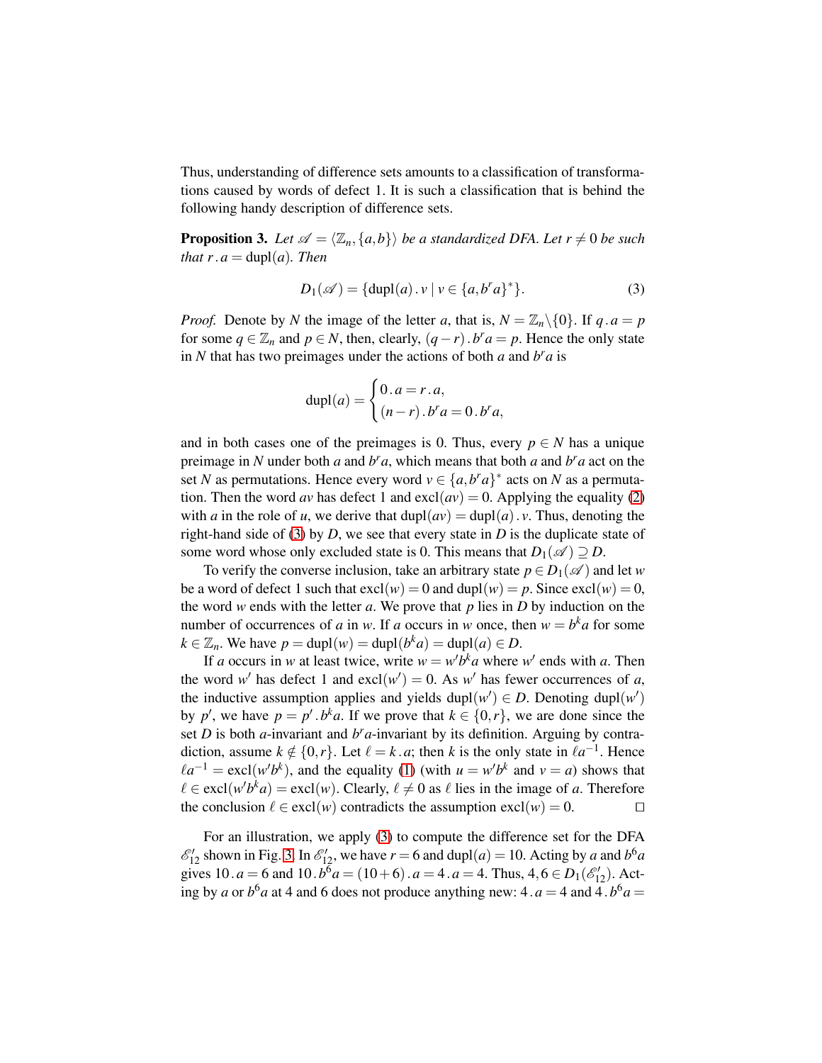Thus, understanding of difference sets amounts to a classification of transformations caused by words of defect 1. It is such a classification that is behind the following handy description of difference sets.

**Proposition 3.** *Let $\mathscr{A} = \langle \mathbb{Z}_n, \{a,b\}\rangle$ be a standardized DFA. Let $r \neq 0$ be such that $r\,.\,a = \mathrm{dupl}(a)$. Then*

$$D_1(\mathscr{A}) = \{\mathrm{dupl}(a)\,.\,v \mid v \in \{a, b^r a\}^*\}. \tag{3}$$

*Proof.* Denote by $N$ the image of the letter $a$, that is, $N = \mathbb{Z}_n \setminus \{0\}$. If $q\,.\,a = p$ for some $q \in \mathbb{Z}_n$ and $p \in N$, then, clearly, $(q-r)\,.\,b^r a = p$. Hence the only state in $N$ that has two preimages under the actions of both $a$ and $b^r a$ is

$$\mathrm{dupl}(a) = \begin{cases} 0\,.\,a = r\,.\,a, \\ (n-r)\,.\,b^r a = 0\,.\,b^r a, \end{cases}$$

and in both cases one of the preimages is 0. Thus, every $p \in N$ has a unique preimage in $N$ under both $a$ and $b^r a$, which means that both $a$ and $b^r a$ act on the set $N$ as permutations. Hence every word $v \in \{a, b^r a\}^*$ acts on $N$ as a permutation. Then the word $av$ has defect 1 and $\mathrm{excl}(av) = 0$. Applying the equality (2) with $a$ in the role of $u$, we derive that $\mathrm{dupl}(av) = \mathrm{dupl}(a)\,.\,v$. Thus, denoting the right-hand side of (3) by $D$, we see that every state in $D$ is the duplicate state of some word whose only excluded state is 0. This means that $D_1(\mathscr{A}) \supseteq D$.

To verify the converse inclusion, take an arbitrary state $p \in D_1(\mathscr{A})$ and let $w$ be a word of defect 1 such that $\mathrm{excl}(w) = 0$ and $\mathrm{dupl}(w) = p$. Since $\mathrm{excl}(w) = 0$, the word $w$ ends with the letter $a$. We prove that $p$ lies in $D$ by induction on the number of occurrences of $a$ in $w$. If $a$ occurs in $w$ once, then $w = b^k a$ for some $k \in \mathbb{Z}_n$. We have $p = \mathrm{dupl}(w) = \mathrm{dupl}(b^k a) = \mathrm{dupl}(a) \in D$.

If $a$ occurs in $w$ at least twice, write $w = w' b^k a$ where $w'$ ends with $a$. Then the word $w'$ has defect 1 and $\mathrm{excl}(w') = 0$. As $w'$ has fewer occurrences of $a$, the inductive assumption applies and yields $\mathrm{dupl}(w') \in D$. Denoting $\mathrm{dupl}(w')$ by $p'$, we have $p = p'\,.\,b^k a$. If we prove that $k \in \{0, r\}$, we are done since the set $D$ is both $a$-invariant and $b^r a$-invariant by its definition. Arguing by contradiction, assume $k \notin \{0, r\}$. Let $\ell = k\,.\,a$; then $k$ is the only state in $\ell a^{-1}$. Hence $\ell a^{-1} = \mathrm{excl}(w' b^k)$, and the equality (1) (with $u = w' b^k$ and $v = a$) shows that $\ell \in \mathrm{excl}(w' b^k a) = \mathrm{excl}(w)$. Clearly, $\ell \neq 0$ as $\ell$ lies in the image of $a$. Therefore the conclusion $\ell \in \mathrm{excl}(w)$ contradicts the assumption $\mathrm{excl}(w) = 0$. $\square$

For an illustration, we apply (3) to compute the difference set for the DFA $\mathscr{E}'_{12}$ shown in Fig. 3. In $\mathscr{E}'_{12}$, we have $r = 6$ and $\mathrm{dupl}(a) = 10$. Acting by $a$ and $b^6 a$ gives $10\,.\,a = 6$ and $10\,.\,b^6 a = (10+6)\,.\,a = 4\,.\,a = 4$. Thus, $4, 6 \in D_1(\mathscr{E}'_{12})$. Acting by $a$ or $b^6 a$ at 4 and 6 does not produce anything new: $4\,.\,a = 4$ and $4\,.\,b^6 a =$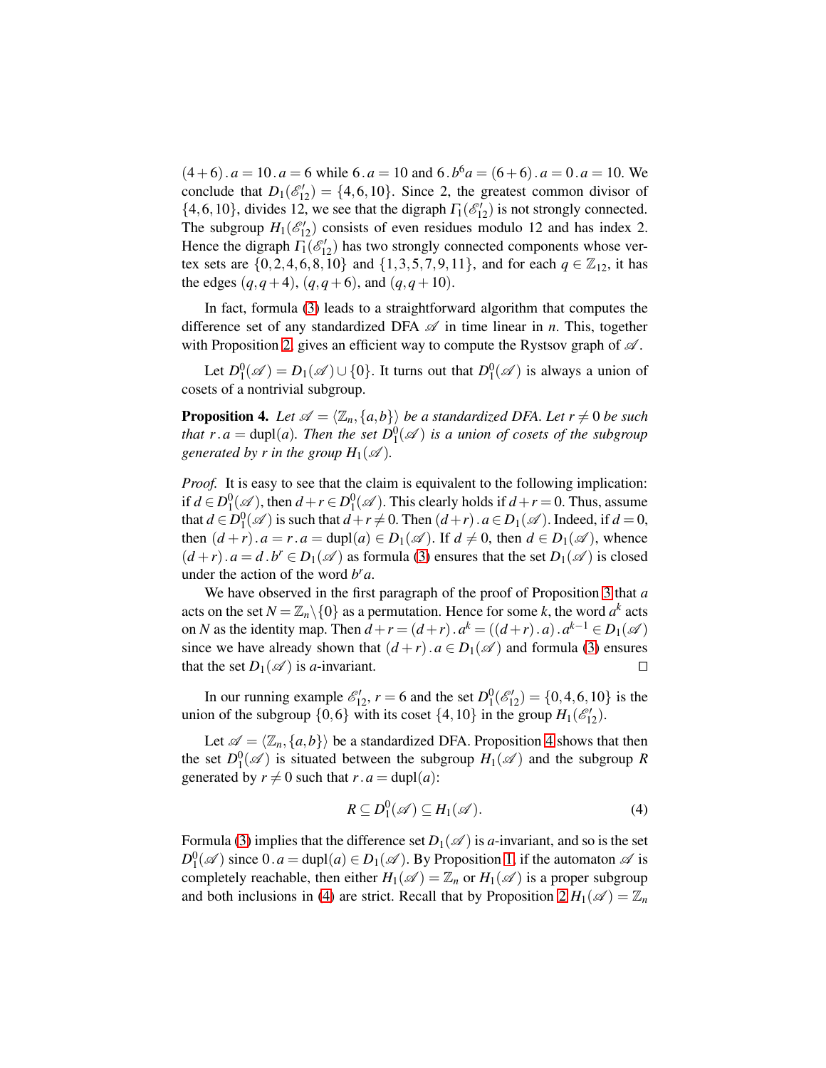$(4+6) \,.\, a = 10 \,.\, a = 6$ while $6 \,.\, a = 10$ and $6 \,.\, b^6 a = (6+6) \,.\, a = 0 \,.\, a = 10$. We conclude that $D_1(\mathscr{E}'_{12}) = \{4, 6, 10\}$. Since 2, the greatest common divisor of $\{4, 6, 10\}$, divides 12, we see that the digraph $\Gamma_1(\mathscr{E}'_{12})$ is not strongly connected. The subgroup $H_1(\mathscr{E}'_{12})$ consists of even residues modulo 12 and has index 2. Hence the digraph $\Gamma_1(\mathscr{E}'_{12})$ has two strongly connected components whose vertex sets are $\{0, 2, 4, 6, 8, 10\}$ and $\{1, 3, 5, 7, 9, 11\}$, and for each $q \in \mathbb{Z}_{12}$, it has the edges $(q, q+4)$, $(q, q+6)$, and $(q, q+10)$.

In fact, formula (3) leads to a straightforward algorithm that computes the difference set of any standardized DFA $\mathscr{A}$ in time linear in $n$. This, together with Proposition 2, gives an efficient way to compute the Rystsov graph of $\mathscr{A}$.

Let $D_1^0(\mathscr{A}) = D_1(\mathscr{A}) \cup \{0\}$. It turns out that $D_1^0(\mathscr{A})$ is always a union of cosets of a nontrivial subgroup.

**Proposition 4.** *Let $\mathscr{A} = \langle \mathbb{Z}_n, \{a, b\} \rangle$ be a standardized DFA. Let $r \neq 0$ be such that $r \,.\, a = \mathrm{dupl}(a)$. Then the set $D_1^0(\mathscr{A})$ is a union of cosets of the subgroup generated by $r$ in the group $H_1(\mathscr{A})$.*

*Proof.* It is easy to see that the claim is equivalent to the following implication: if $d \in D_1^0(\mathscr{A})$, then $d + r \in D_1^0(\mathscr{A})$. This clearly holds if $d + r = 0$. Thus, assume that $d \in D_1^0(\mathscr{A})$ is such that $d + r \neq 0$. Then $(d+r) \,.\, a \in D_1(\mathscr{A})$. Indeed, if $d = 0$, then $(d+r) \,.\, a = r \,.\, a = \mathrm{dupl}(a) \in D_1(\mathscr{A})$. If $d \neq 0$, then $d \in D_1(\mathscr{A})$, whence $(d+r) \,.\, a = d \,.\, b^r \in D_1(\mathscr{A})$ as formula (3) ensures that the set $D_1(\mathscr{A})$ is closed under the action of the word $b^r a$.

We have observed in the first paragraph of the proof of Proposition 3 that $a$ acts on the set $N = \mathbb{Z}_n \setminus \{0\}$ as a permutation. Hence for some $k$, the word $a^k$ acts on $N$ as the identity map. Then $d + r = (d+r) \,.\, a^k = ((d+r) \,.\, a) \,.\, a^{k-1} \in D_1(\mathscr{A})$ since we have already shown that $(d+r) \,.\, a \in D_1(\mathscr{A})$ and formula (3) ensures that the set $D_1(\mathscr{A})$ is $a$-invariant. $\square$

In our running example $\mathscr{E}'_{12}$, $r = 6$ and the set $D_1^0(\mathscr{E}'_{12}) = \{0, 4, 6, 10\}$ is the union of the subgroup $\{0, 6\}$ with its coset $\{4, 10\}$ in the group $H_1(\mathscr{E}'_{12})$.

Let $\mathscr{A} = \langle \mathbb{Z}_n, \{a, b\} \rangle$ be a standardized DFA. Proposition 4 shows that then the set $D_1^0(\mathscr{A})$ is situated between the subgroup $H_1(\mathscr{A})$ and the subgroup $R$ generated by $r \neq 0$ such that $r \,.\, a = \mathrm{dupl}(a)$:

$$R \subseteq D_1^0(\mathscr{A}) \subseteq H_1(\mathscr{A}). \tag{4}$$

Formula (3) implies that the difference set $D_1(\mathscr{A})$ is $a$-invariant, and so is the set $D_1^0(\mathscr{A})$ since $0 \,.\, a = \mathrm{dupl}(a) \in D_1(\mathscr{A})$. By Proposition 1, if the automaton $\mathscr{A}$ is completely reachable, then either $H_1(\mathscr{A}) = \mathbb{Z}_n$ or $H_1(\mathscr{A})$ is a proper subgroup and both inclusions in (4) are strict. Recall that by Proposition 2 $H_1(\mathscr{A}) = \mathbb{Z}_n$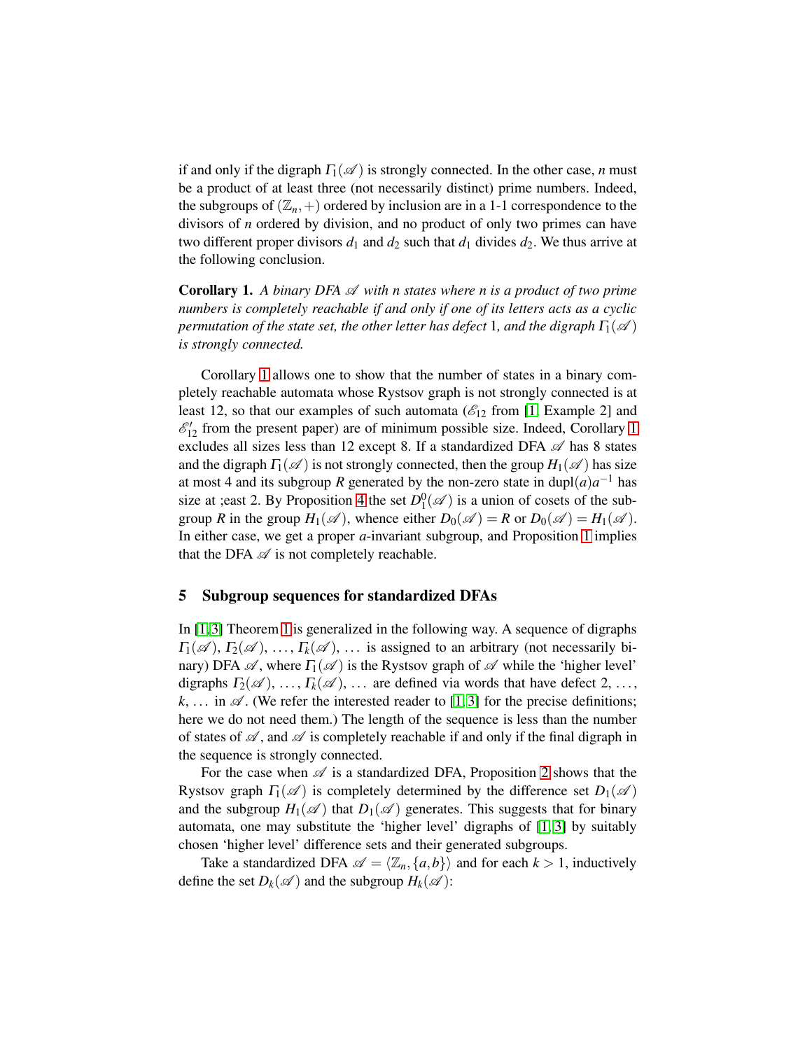if and only if the digraph $\Gamma_1(\mathscr{A})$ is strongly connected. In the other case, $n$ must be a product of at least three (not necessarily distinct) prime numbers. Indeed, the subgroups of $(\mathbb{Z}_n,+)$ ordered by inclusion are in a 1-1 correspondence to the divisors of $n$ ordered by division, and no product of only two primes can have two different proper divisors $d_1$ and $d_2$ such that $d_1$ divides $d_2$. We thus arrive at the following conclusion.

**Corollary 1.** *A binary DFA $\mathscr{A}$ with $n$ states where $n$ is a product of two prime numbers is completely reachable if and only if one of its letters acts as a cyclic permutation of the state set, the other letter has defect 1, and the digraph $\Gamma_1(\mathscr{A})$ is strongly connected.*

Corollary 1 allows one to show that the number of states in a binary completely reachable automata whose Rystsov graph is not strongly connected is at least 12, so that our examples of such automata ($\mathscr{E}_{12}$ from [1, Example 2] and $\mathscr{E}'_{12}$ from the present paper) are of minimum possible size. Indeed, Corollary 1 excludes all sizes less than 12 except 8. If a standardized DFA $\mathscr{A}$ has 8 states and the digraph $\Gamma_1(\mathscr{A})$ is not strongly connected, then the group $H_1(\mathscr{A})$ has size at most 4 and its subgroup $R$ generated by the non-zero state in $\mathrm{dupl}(a)a^{-1}$ has size at ;east 2. By Proposition 4 the set $D^0_1(\mathscr{A})$ is a union of cosets of the subgroup $R$ in the group $H_1(\mathscr{A})$, whence either $D_0(\mathscr{A}) = R$ or $D_0(\mathscr{A}) = H_1(\mathscr{A})$. In either case, we get a proper $a$-invariant subgroup, and Proposition 1 implies that the DFA $\mathscr{A}$ is not completely reachable.

## 5 Subgroup sequences for standardized DFAs

In [1,3] Theorem 1 is generalized in the following way. A sequence of digraphs $\Gamma_1(\mathscr{A}), \Gamma_2(\mathscr{A}), \dots, \Gamma_k(\mathscr{A}), \dots$ is assigned to an arbitrary (not necessarily binary) DFA $\mathscr{A}$, where $\Gamma_1(\mathscr{A})$ is the Rystsov graph of $\mathscr{A}$ while the 'higher level' digraphs $\Gamma_2(\mathscr{A}), \dots, \Gamma_k(\mathscr{A}), \dots$ are defined via words that have defect $2, \dots, k, \dots$ in $\mathscr{A}$. (We refer the interested reader to [1,3] for the precise definitions; here we do not need them.) The length of the sequence is less than the number of states of $\mathscr{A}$, and $\mathscr{A}$ is completely reachable if and only if the final digraph in the sequence is strongly connected.

For the case when $\mathscr{A}$ is a standardized DFA, Proposition 2 shows that the Rystsov graph $\Gamma_1(\mathscr{A})$ is completely determined by the difference set $D_1(\mathscr{A})$ and the subgroup $H_1(\mathscr{A})$ that $D_1(\mathscr{A})$ generates. This suggests that for binary automata, one may substitute the 'higher level' digraphs of [1,3] by suitably chosen 'higher level' difference sets and their generated subgroups.

Take a standardized DFA $\mathscr{A} = \langle \mathbb{Z}_n, \{a,b\}\rangle$ and for each $k > 1$, inductively define the set $D_k(\mathscr{A})$ and the subgroup $H_k(\mathscr{A})$: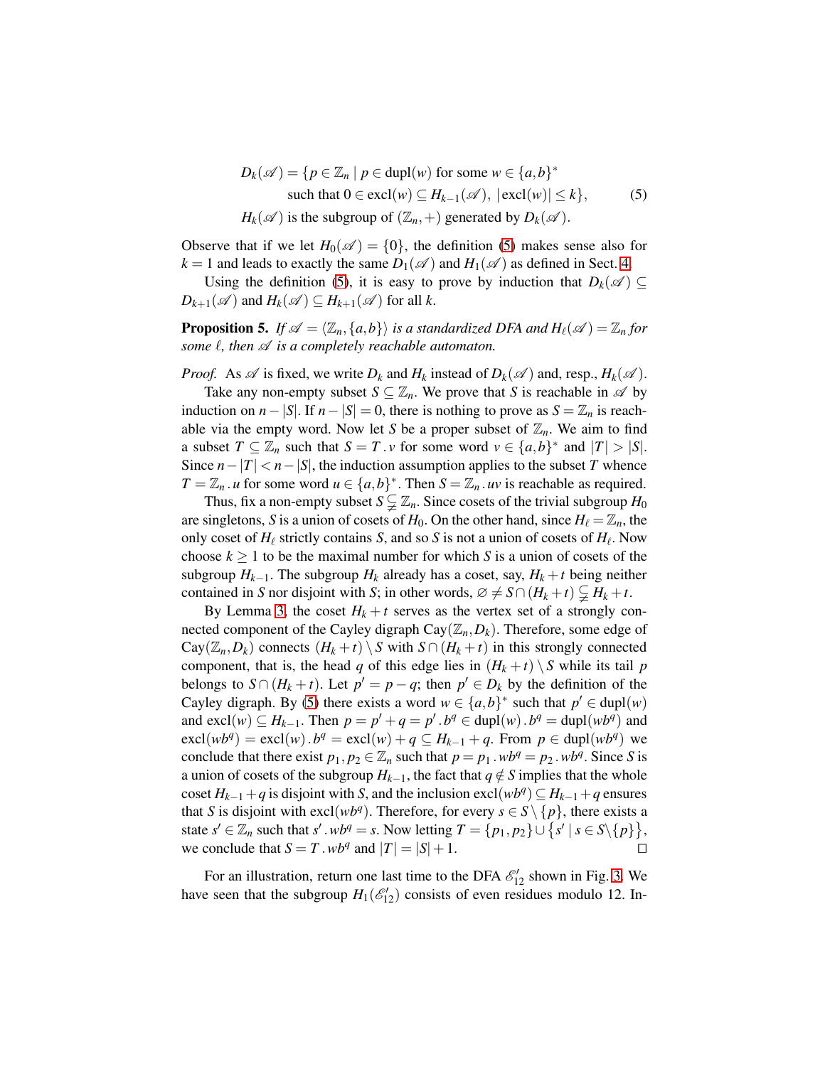$$
\begin{aligned}
D_k(\mathscr{A}) = \{p \in \mathbb{Z}_n \mid\ & p \in \mathrm{dupl}(w) \text{ for some } w \in \{a,b\}^* \\
& \text{such that } 0 \in \mathrm{excl}(w) \subseteq H_{k-1}(\mathscr{A}),\ |\mathrm{excl}(w)| \leq k\}, \qquad (5) \\
H_k(\mathscr{A}) \text{ is the subgroup of } & (\mathbb{Z}_n, +) \text{ generated by } D_k(\mathscr{A}).
\end{aligned}
$$

Observe that if we let $H_0(\mathscr{A}) = \{0\}$, the definition (5) makes sense also for $k = 1$ and leads to exactly the same $D_1(\mathscr{A})$ and $H_1(\mathscr{A})$ as defined in Sect. 4.

Using the definition (5), it is easy to prove by induction that $D_k(\mathscr{A}) \subseteq D_{k+1}(\mathscr{A})$ and $H_k(\mathscr{A}) \subseteq H_{k+1}(\mathscr{A})$ for all $k$.

**Proposition 5.** *If $\mathscr{A} = \langle \mathbb{Z}_n, \{a,b\} \rangle$ is a standardized DFA and $H_\ell(\mathscr{A}) = \mathbb{Z}_n$ for some $\ell$, then $\mathscr{A}$ is a completely reachable automaton.*

*Proof.* As $\mathscr{A}$ is fixed, we write $D_k$ and $H_k$ instead of $D_k(\mathscr{A})$ and, resp., $H_k(\mathscr{A})$.

Take any non-empty subset $S \subseteq \mathbb{Z}_n$. We prove that $S$ is reachable in $\mathscr{A}$ by induction on $n - |S|$. If $n - |S| = 0$, there is nothing to prove as $S = \mathbb{Z}_n$ is reachable via the empty word. Now let $S$ be a proper subset of $\mathbb{Z}_n$. We aim to find a subset $T \subseteq \mathbb{Z}_n$ such that $S = T\,.\,v$ for some word $v \in \{a,b\}^*$ and $|T| > |S|$. Since $n - |T| < n - |S|$, the induction assumption applies to the subset $T$ whence $T = \mathbb{Z}_n\,.\,u$ for some word $u \in \{a,b\}^*$. Then $S = \mathbb{Z}_n\,.\,uv$ is reachable as required.

Thus, fix a non-empty subset $S \subsetneqq \mathbb{Z}_n$. Since cosets of the trivial subgroup $H_0$ are singletons, $S$ is a union of cosets of $H_0$. On the other hand, since $H_\ell = \mathbb{Z}_n$, the only coset of $H_\ell$ strictly contains $S$, and so $S$ is not a union of cosets of $H_\ell$. Now choose $k \geq 1$ to be the maximal number for which $S$ is a union of cosets of the subgroup $H_{k-1}$. The subgroup $H_k$ already has a coset, say, $H_k + t$ being neither contained in $S$ nor disjoint with $S$; in other words, $\varnothing \neq S \cap (H_k + t) \subsetneqq H_k + t$.

By Lemma 3, the coset $H_k + t$ serves as the vertex set of a strongly connected component of the Cayley digraph $\mathrm{Cay}(\mathbb{Z}_n, D_k)$. Therefore, some edge of $\mathrm{Cay}(\mathbb{Z}_n, D_k)$ connects $(H_k + t) \setminus S$ with $S \cap (H_k + t)$ in this strongly connected component, that is, the head $q$ of this edge lies in $(H_k + t) \setminus S$ while its tail $p$ belongs to $S \cap (H_k + t)$. Let $p' = p - q$; then $p' \in D_k$ by the definition of the Cayley digraph. By (5) there exists a word $w \in \{a,b\}^*$ such that $p' \in \mathrm{dupl}(w)$ and $\mathrm{excl}(w) \subseteq H_{k-1}$. Then $p = p' + q = p'\,.\,b^q \in \mathrm{dupl}(w)\,.\,b^q = \mathrm{dupl}(wb^q)$ and $\mathrm{excl}(wb^q) = \mathrm{excl}(w)\,.\,b^q = \mathrm{excl}(w) + q \subseteq H_{k-1} + q$. From $p \in \mathrm{dupl}(wb^q)$ we conclude that there exist $p_1, p_2 \in \mathbb{Z}_n$ such that $p = p_1\,.\,wb^q = p_2\,.\,wb^q$. Since $S$ is a union of cosets of the subgroup $H_{k-1}$, the fact that $q \notin S$ implies that the whole coset $H_{k-1} + q$ is disjoint with $S$, and the inclusion $\mathrm{excl}(wb^q) \subseteq H_{k-1} + q$ ensures that $S$ is disjoint with $\mathrm{excl}(wb^q)$. Therefore, for every $s \in S \setminus \{p\}$, there exists a state $s' \in \mathbb{Z}_n$ such that $s'\,.\,wb^q = s$. Now letting $T = \{p_1, p_2\} \cup \{s' \mid s \in S \setminus \{p\}\}$, we conclude that $S = T\,.\,wb^q$ and $|T| = |S| + 1$. $\square$

For an illustration, return one last time to the DFA $\mathscr{E}'_{12}$ shown in Fig. 3. We have seen that the subgroup $H_1(\mathscr{E}'_{12})$ consists of even residues modulo 12. In-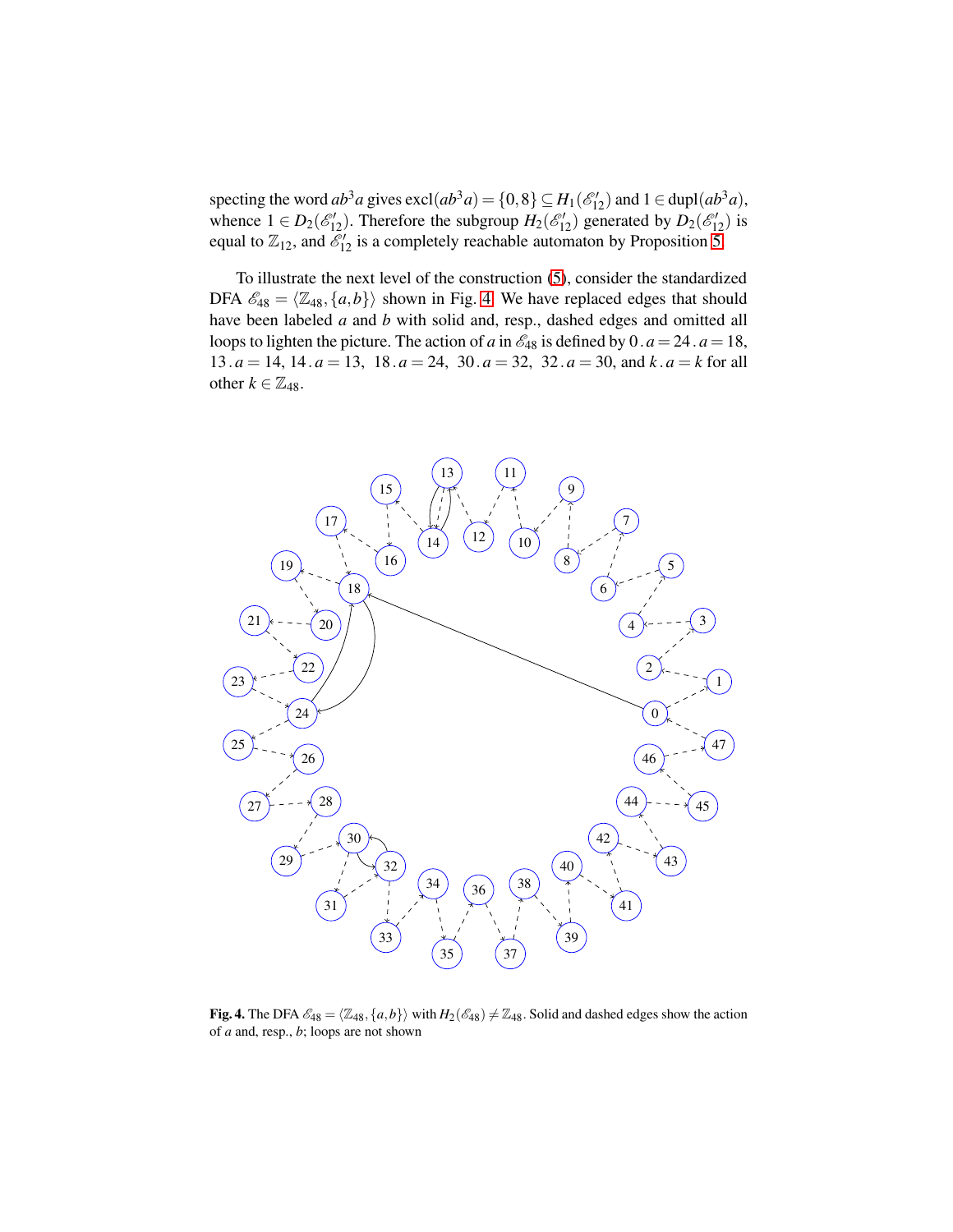specting the word $ab^3a$ gives $\mathrm{excl}(ab^3a) = \{0,8\} \subseteq H_1(\mathscr{E}'_{12})$ and $1 \in \mathrm{dupl}(ab^3a)$, whence $1 \in D_2(\mathscr{E}'_{12})$. Therefore the subgroup $H_2(\mathscr{E}'_{12})$ generated by $D_2(\mathscr{E}'_{12})$ is equal to $\mathbb{Z}_{12}$, and $\mathscr{E}'_{12}$ is a completely reachable automaton by Proposition 5.

To illustrate the next level of the construction (5), consider the standardized DFA $\mathscr{E}_{48} = \langle \mathbb{Z}_{48}, \{a,b\}\rangle$ shown in Fig. 4. We have replaced edges that should have been labeled $a$ and $b$ with solid and, resp., dashed edges and omitted all loops to lighten the picture. The action of $a$ in $\mathscr{E}_{48}$ is defined by $0\,.\,a = 24\,.\,a = 18$, $13\,.\,a = 14$, $14\,.\,a = 13$, $18\,.\,a = 24$, $30\,.\,a = 32$, $32\,.\,a = 30$, and $k\,.\,a = k$ for all other $k \in \mathbb{Z}_{48}$.

**Fig. 4.** The DFA $\mathscr{E}_{48} = \langle \mathbb{Z}_{48}, \{a,b\}\rangle$ with $H_2(\mathscr{E}_{48}) \neq \mathbb{Z}_{48}$. Solid and dashed edges show the action of $a$ and, resp., $b$; loops are not shown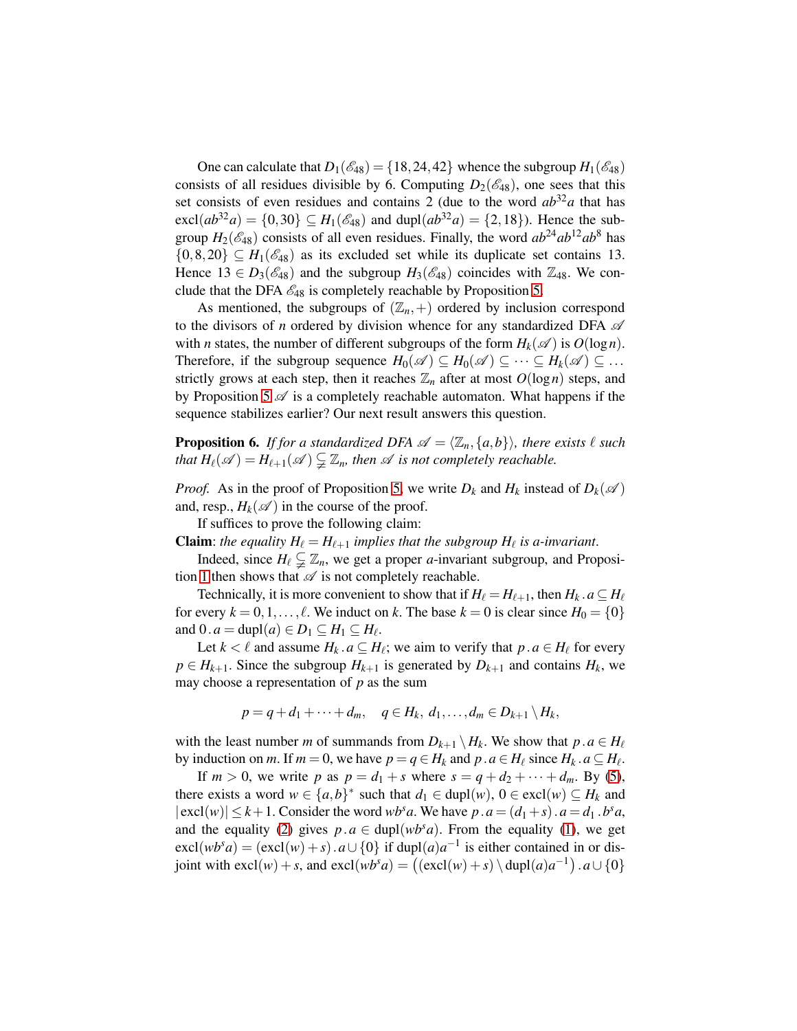One can calculate that $D_1(\mathscr{E}_{48}) = \{18, 24, 42\}$ whence the subgroup $H_1(\mathscr{E}_{48})$ consists of all residues divisible by 6. Computing $D_2(\mathscr{E}_{48})$, one sees that this set consists of even residues and contains 2 (due to the word $ab^{32}a$ that has $\mathrm{excl}(ab^{32}a) = \{0, 30\} \subseteq H_1(\mathscr{E}_{48})$ and $\mathrm{dupl}(ab^{32}a) = \{2, 18\}$). Hence the subgroup $H_2(\mathscr{E}_{48})$ consists of all even residues. Finally, the word $ab^{24}ab^{12}ab^{8}$ has $\{0, 8, 20\} \subseteq H_1(\mathscr{E}_{48})$ as its excluded set while its duplicate set contains 13. Hence $13 \in D_3(\mathscr{E}_{48})$ and the subgroup $H_3(\mathscr{E}_{48})$ coincides with $\mathbb{Z}_{48}$. We conclude that the DFA $\mathscr{E}_{48}$ is completely reachable by Proposition 5.

As mentioned, the subgroups of $(\mathbb{Z}_n, +)$ ordered by inclusion correspond to the divisors of $n$ ordered by division whence for any standardized DFA $\mathscr{A}$ with $n$ states, the number of different subgroups of the form $H_k(\mathscr{A})$ is $O(\log n)$. Therefore, if the subgroup sequence $H_0(\mathscr{A}) \subseteq H_0(\mathscr{A}) \subseteq \cdots \subseteq H_k(\mathscr{A}) \subseteq \ldots$ strictly grows at each step, then it reaches $\mathbb{Z}_n$ after at most $O(\log n)$ steps, and by Proposition 5 $\mathscr{A}$ is a completely reachable automaton. What happens if the sequence stabilizes earlier? Our next result answers this question.

**Proposition 6.** *If for a standardized DFA $\mathscr{A} = \langle \mathbb{Z}_n, \{a, b\} \rangle$, there exists $\ell$ such that $H_\ell(\mathscr{A}) = H_{\ell+1}(\mathscr{A}) \subsetneqq \mathbb{Z}_n$, then $\mathscr{A}$ is not completely reachable.*

*Proof.* As in the proof of Proposition 5, we write $D_k$ and $H_k$ instead of $D_k(\mathscr{A})$ and, resp., $H_k(\mathscr{A})$ in the course of the proof.

If suffices to prove the following claim:

**Claim**: *the equality $H_\ell = H_{\ell+1}$ implies that the subgroup $H_\ell$ is $a$-invariant*.

Indeed, since $H_\ell \subsetneqq \mathbb{Z}_n$, we get a proper $a$-invariant subgroup, and Proposition 1 then shows that $\mathscr{A}$ is not completely reachable.

Technically, it is more convenient to show that if $H_\ell = H_{\ell+1}$, then $H_k \,.\, a \subseteq H_\ell$ for every $k = 0, 1, \ldots, \ell$. We induct on $k$. The base $k = 0$ is clear since $H_0 = \{0\}$ and $0 \,.\, a = \mathrm{dupl}(a) \in D_1 \subseteq H_1 \subseteq H_\ell$.

Let $k < \ell$ and assume $H_k \,.\, a \subseteq H_\ell$; we aim to verify that $p \,.\, a \in H_\ell$ for every $p \in H_{k+1}$. Since the subgroup $H_{k+1}$ is generated by $D_{k+1}$ and contains $H_k$, we may choose a representation of $p$ as the sum

$$p = q + d_1 + \cdots + d_m, \quad q \in H_k,\ d_1, \ldots, d_m \in D_{k+1} \setminus H_k,$$

with the least number $m$ of summands from $D_{k+1} \setminus H_k$. We show that $p \,.\, a \in H_\ell$ by induction on $m$. If $m = 0$, we have $p = q \in H_k$ and $p \,.\, a \in H_\ell$ since $H_k \,.\, a \subseteq H_\ell$.

If $m > 0$, we write $p$ as $p = d_1 + s$ where $s = q + d_2 + \cdots + d_m$. By (5), there exists a word $w \in \{a, b\}^*$ such that $d_1 \in \mathrm{dupl}(w)$, $0 \in \mathrm{excl}(w) \subseteq H_k$ and $|\mathrm{excl}(w)| \leq k+1$. Consider the word $wb^s a$. We have $p \,.\, a = (d_1 + s) \,.\, a = d_1 \,.\, b^s a$, and the equality (2) gives $p \,.\, a \in \mathrm{dupl}(wb^s a)$. From the equality (1), we get $\mathrm{excl}(wb^s a) = (\mathrm{excl}(w) + s) \,.\, a \cup \{0\}$ if $\mathrm{dupl}(a)a^{-1}$ is either contained in or disjoint with $\mathrm{excl}(w) + s$, and $\mathrm{excl}(wb^s a) = \big((\mathrm{excl}(w) + s) \setminus \mathrm{dupl}(a)a^{-1}\big) \,.\, a \cup \{0\}$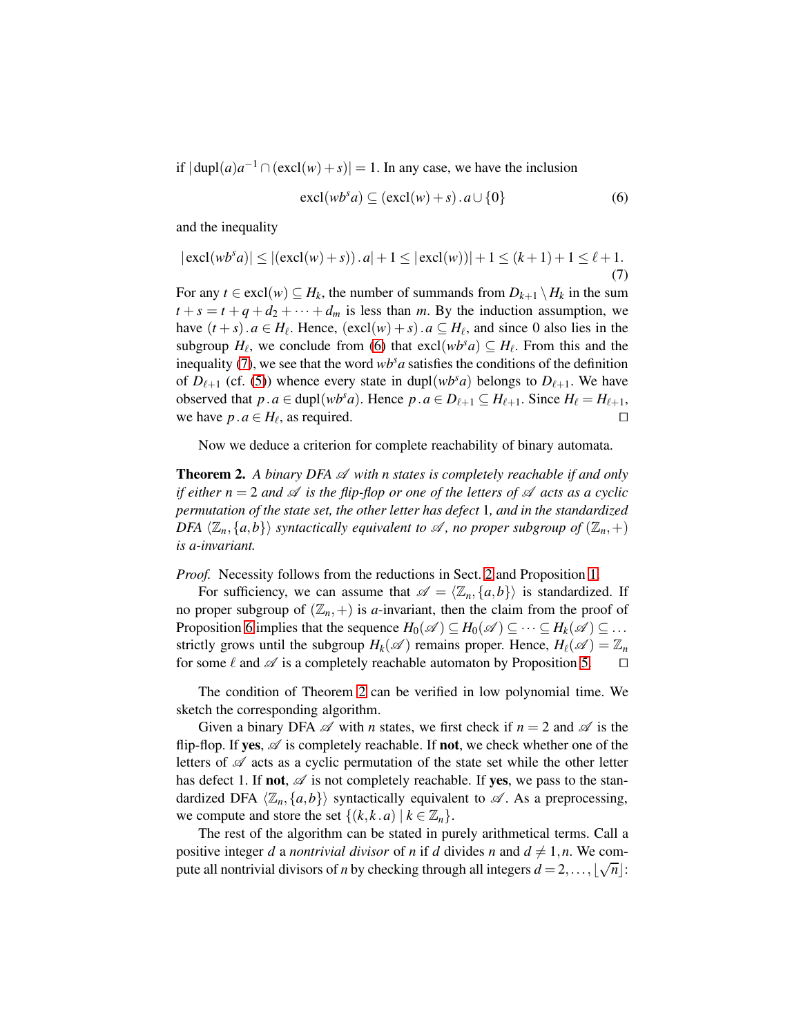if $|\mathrm{dupl}(a)a^{-1} \cap (\mathrm{excl}(w)+s)| = 1$. In any case, we have the inclusion

$$\mathrm{excl}(wb^s a) \subseteq (\mathrm{excl}(w)+s)\,.\,a \cup \{0\} \tag{6}$$

and the inequality

$$|\,\mathrm{excl}(wb^s a)| \leq |(\mathrm{excl}(w)+s))\,.\,a| + 1 \leq |\,\mathrm{excl}(w))| + 1 \leq (k+1)+1 \leq \ell+1. \tag{7}$$

For any $t \in \mathrm{excl}(w) \subseteq H_k$, the number of summands from $D_{k+1} \setminus H_k$ in the sum $t+s = t+q+d_2+\cdots+d_m$ is less than $m$. By the induction assumption, we have $(t+s)\,.\,a \in H_\ell$. Hence, $(\mathrm{excl}(w)+s)\,.\,a \subseteq H_\ell$, and since 0 also lies in the subgroup $H_\ell$, we conclude from (6) that $\mathrm{excl}(wb^s a) \subseteq H_\ell$. From this and the inequality (7), we see that the word $wb^s a$ satisfies the conditions of the definition of $D_{\ell+1}$ (cf. (5)) whence every state in $\mathrm{dupl}(wb^s a)$ belongs to $D_{\ell+1}$. We have observed that $p\,.\,a \in \mathrm{dupl}(wb^s a)$. Hence $p\,.\,a \in D_{\ell+1} \subseteq H_{\ell+1}$. Since $H_\ell = H_{\ell+1}$, we have $p\,.\,a \in H_\ell$, as required. □

Now we deduce a criterion for complete reachability of binary automata.

**Theorem 2.** *A binary DFA $\mathscr{A}$ with $n$ states is completely reachable if and only if either $n=2$ and $\mathscr{A}$ is the flip-flop or one of the letters of $\mathscr{A}$ acts as a cyclic permutation of the state set, the other letter has defect 1, and in the standardized DFA $\langle \mathbb{Z}_n, \{a,b\}\rangle$ syntactically equivalent to $\mathscr{A}$, no proper subgroup of $(\mathbb{Z}_n,+)$ is $a$-invariant.*

*Proof.* Necessity follows from the reductions in Sect. 2 and Proposition 1.

For sufficiency, we can assume that $\mathscr{A} = \langle \mathbb{Z}_n, \{a,b\}\rangle$ is standardized. If no proper subgroup of $(\mathbb{Z}_n,+)$ is $a$-invariant, then the claim from the proof of Proposition 6 implies that the sequence $H_0(\mathscr{A}) \subseteq H_0(\mathscr{A}) \subseteq \cdots \subseteq H_k(\mathscr{A}) \subseteq \ldots$ strictly grows until the subgroup $H_k(\mathscr{A})$ remains proper. Hence, $H_\ell(\mathscr{A}) = \mathbb{Z}_n$ for some $\ell$ and $\mathscr{A}$ is a completely reachable automaton by Proposition 5. □

The condition of Theorem 2 can be verified in low polynomial time. We sketch the corresponding algorithm.

Given a binary DFA $\mathscr{A}$ with $n$ states, we first check if $n=2$ and $\mathscr{A}$ is the flip-flop. If **yes**, $\mathscr{A}$ is completely reachable. If **not**, we check whether one of the letters of $\mathscr{A}$ acts as a cyclic permutation of the state set while the other letter has defect 1. If **not**, $\mathscr{A}$ is not completely reachable. If **yes**, we pass to the standardized DFA $\langle \mathbb{Z}_n, \{a,b\}\rangle$ syntactically equivalent to $\mathscr{A}$. As a preprocessing, we compute and store the set $\{(k, k\,.\,a) \mid k \in \mathbb{Z}_n\}$.

The rest of the algorithm can be stated in purely arithmetical terms. Call a positive integer $d$ a *nontrivial divisor* of $n$ if $d$ divides $n$ and $d \neq 1, n$. We compute all nontrivial divisors of $n$ by checking through all integers $d = 2, \ldots, \lfloor \sqrt{n} \rfloor$: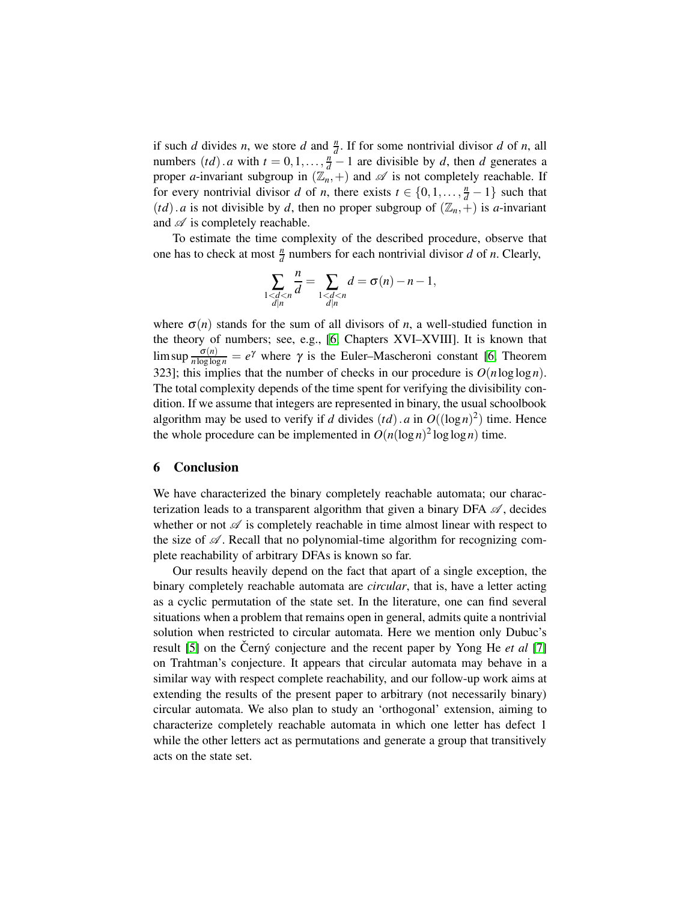if such $d$ divides $n$, we store $d$ and $\frac{n}{d}$. If for some nontrivial divisor $d$ of $n$, all numbers $(td)\,.\,a$ with $t = 0, 1, \ldots, \frac{n}{d} - 1$ are divisible by $d$, then $d$ generates a proper $a$-invariant subgroup in $(\mathbb{Z}_n, +)$ and $\mathscr{A}$ is not completely reachable. If for every nontrivial divisor $d$ of $n$, there exists $t \in \{0, 1, \ldots, \frac{n}{d} - 1\}$ such that $(td)\,.\,a$ is not divisible by $d$, then no proper subgroup of $(\mathbb{Z}_n, +)$ is $a$-invariant and $\mathscr{A}$ is completely reachable.

To estimate the time complexity of the described procedure, observe that one has to check at most $\frac{n}{d}$ numbers for each nontrivial divisor $d$ of $n$. Clearly,

$$\sum_{\substack{1<d<n \\ d|n}} \frac{n}{d} = \sum_{\substack{1<d<n \\ d|n}} d = \sigma(n) - n - 1,$$

where $\sigma(n)$ stands for the sum of all divisors of $n$, a well-studied function in the theory of numbers; see, e.g., [6, Chapters XVI–XVIII]. It is known that $\limsup \frac{\sigma(n)}{n \log\log n} = e^{\gamma}$ where $\gamma$ is the Euler–Mascheroni constant [6, Theorem 323]; this implies that the number of checks in our procedure is $O(n \log\log n)$. The total complexity depends of the time spent for verifying the divisibility condition. If we assume that integers are represented in binary, the usual schoolbook algorithm may be used to verify if $d$ divides $(td)\,.\,a$ in $O((\log n)^2)$ time. Hence the whole procedure can be implemented in $O(n(\log n)^2 \log\log n)$ time.

## 6 Conclusion

We have characterized the binary completely reachable automata; our characterization leads to a transparent algorithm that given a binary DFA $\mathscr{A}$, decides whether or not $\mathscr{A}$ is completely reachable in time almost linear with respect to the size of $\mathscr{A}$. Recall that no polynomial-time algorithm for recognizing complete reachability of arbitrary DFAs is known so far.

Our results heavily depend on the fact that apart of a single exception, the binary completely reachable automata are *circular*, that is, have a letter acting as a cyclic permutation of the state set. In the literature, one can find several situations when a problem that remains open in general, admits quite a nontrivial solution when restricted to circular automata. Here we mention only Dubuc's result [5] on the Černý conjecture and the recent paper by Yong He *et al* [7] on Trahtman's conjecture. It appears that circular automata may behave in a similar way with respect complete reachability, and our follow-up work aims at extending the results of the present paper to arbitrary (not necessarily binary) circular automata. We also plan to study an 'orthogonal' extension, aiming to characterize completely reachable automata in which one letter has defect 1 while the other letters act as permutations and generate a group that transitively acts on the state set.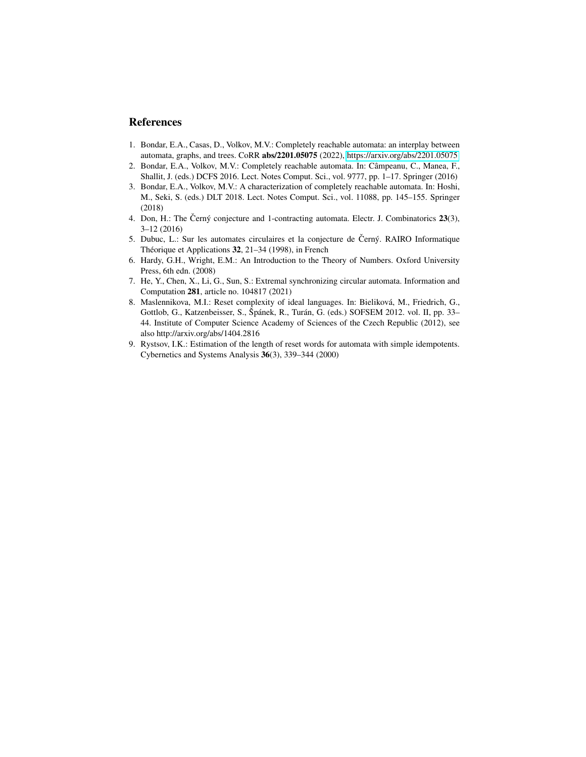## References

1. Bondar, E.A., Casas, D., Volkov, M.V.: Completely reachable automata: an interplay between automata, graphs, and trees. CoRR **abs/2201.05075** (2022), https://arxiv.org/abs/2201.05075
2. Bondar, E.A., Volkov, M.V.: Completely reachable automata. In: Câmpeanu, C., Manea, F., Shallit, J. (eds.) DCFS 2016. Lect. Notes Comput. Sci., vol. 9777, pp. 1–17. Springer (2016)
3. Bondar, E.A., Volkov, M.V.: A characterization of completely reachable automata. In: Hoshi, M., Seki, S. (eds.) DLT 2018. Lect. Notes Comput. Sci., vol. 11088, pp. 145–155. Springer (2018)
4. Don, H.: The Černý conjecture and 1-contracting automata. Electr. J. Combinatorics **23**(3), 3–12 (2016)
5. Dubuc, L.: Sur les automates circulaires et la conjecture de Černý. RAIRO Informatique Théorique et Applications **32**, 21–34 (1998), in French
6. Hardy, G.H., Wright, E.M.: An Introduction to the Theory of Numbers. Oxford University Press, 6th edn. (2008)
7. He, Y., Chen, X., Li, G., Sun, S.: Extremal synchronizing circular automata. Information and Computation **281**, article no. 104817 (2021)
8. Maslennikova, M.I.: Reset complexity of ideal languages. In: Bieliková, M., Friedrich, G., Gottlob, G., Katzenbeisser, S., Špánek, R., Turán, G. (eds.) SOFSEM 2012. vol. II, pp. 33–44. Institute of Computer Science Academy of Sciences of the Czech Republic (2012), see also http://arxiv.org/abs/1404.2816
9. Rystsov, I.K.: Estimation of the length of reset words for automata with simple idempotents. Cybernetics and Systems Analysis **36**(3), 339–344 (2000)